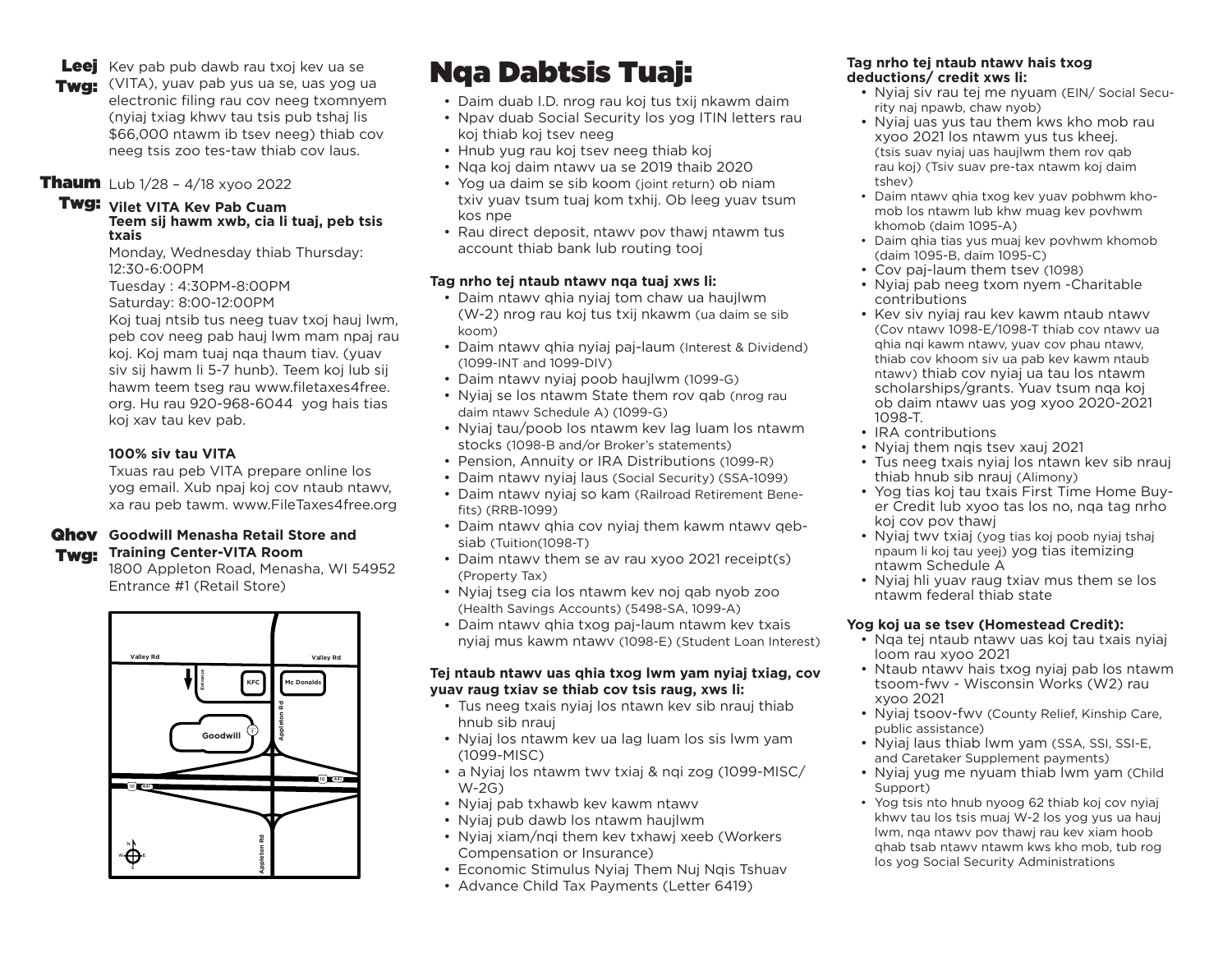**Leej Twg:** Kev pab pub dawb rau txoj kev ua se (VITA), yuav pab yus ua se, uas yog ua electronic filing rau cov neeg txomnyem (nyiaj txiag khwv tau tsis pub tshaj lis $66,000 ntawm ib tsev neeg) thiab cov neeg tsis zoo tes-taw thiab cov laus.

**Thaum Twg:** Lub 1/28 – 4/18 xyoo 2022

**Vilet VITA Kev Pab Cuam Teem sij hawm xwb, cia li tuaj, peb tsis txais**

Monday, Wednesday thiab Thursday: 12:30-6:00PM

Tuesday : 4:30PM-8:00PM

Saturday: 8:00-12:00PM

Koj tuaj ntsib tus neeg tuav txoj hauj lwm, peb cov neeg pab hauj lwm mam npaj rau koj. Koj mam tuaj nqa thaum tiav. (yuav siv sij hawm li 5-7 hunb). Teem koj lub sij hawm teem tseg rau www.filetaxes4free.org. Hu rau 920-968-6044 yog hais tias koj xav tau kev pab.

**100% siv tau VITA**

Txuas rau peb VITA prepare online los yog email. Xub npaj koj cov ntaub ntawv, xa rau peb tawm. www.FileTaxes4free.org

**Qhov Twg: Goodwill Menasha Retail Store and Training Center-VITA Room**

1800 Appleton Road, Menasha, WI 54952

Entrance #1 (Retail Store)

# Nqa Dabtsis Tuaj:

- Daim duab I.D. nrog rau koj tus txij nkawm daim
- Npav duab Social Security los yog ITIN letters rau koj thiab koj tsev neeg
- Hnub yug rau koj tsev neeg thiab koj
- Nqa koj daim ntawv ua se 2019 thaib 2020
- Yog ua daim se sib koom (joint return) ob niam txiv yuav tsum tuaj kom txhij. Ob leeg yuav tsum kos npe
- Rau direct deposit, ntawv pov thawj ntawm tus account thiab bank lub routing tooj

**Tag nrho tej ntaub ntawv nqa tuaj xws li:**

- Daim ntawv qhia nyiaj tom chaw ua haujlwm (W-2) nrog rau koj tus txij nkawm (ua daim se sib koom)
- Daim ntawv qhia nyiaj paj-laum (Interest & Dividend) (1099-INT and 1099-DIV)
- Daim ntawv nyiaj poob haujlwm (1099-G)
- Nyiaj se los ntawm State them rov qab (nrog rau daim ntawv Schedule A) (1099-G)
- Nyiaj tau/poob los ntawm kev lag luam los ntawm stocks (1098-B and/or Broker's statements)
- Pension, Annuity or IRA Distributions (1099-R)
- Daim ntawv nyiaj laus (Social Security) (SSA-1099)
- Daim ntawv nyiaj so kam (Railroad Retirement Benefits) (RRB-1099)
- Daim ntawv qhia cov nyiaj them kawm ntawv qebsiab (Tuition(1098-T)
- Daim ntawv them se av rau xyoo 2021 receipt(s) (Property Tax)
- Nyiaj tseg cia los ntawm kev noj qab nyob zoo (Health Savings Accounts) (5498-SA, 1099-A)
- Daim ntawv qhia txog paj-laum ntawm kev txais nyiaj mus kawm ntawv (1098-E) (Student Loan Interest)

**Tej ntaub ntawv uas qhia txog lwm yam nyiaj txiag, cov yuav raug txiav se thiab cov tsis raug, xws li:**

- Tus neeg txais nyiaj los ntawn kev sib nrauj thiab hnub sib nrauj
- Nyiaj los ntawm kev ua lag luam los sis lwm yam (1099-MISC)
- a Nyiaj los ntawm twv txiaj & nqi zog (1099-MISC/ W-2G)
- Nyiaj pab txhawb kev kawm ntawv
- Nyiaj pub dawb los ntawm haujlwm
- Nyiaj xiam/nqi them kev txhawj xeeb (Workers Compensation or Insurance)
- Economic Stimulus Nyiaj Them Nuj Nqis Tshuav
- Advance Child Tax Payments (Letter 6419)

**Tag nrho tej ntaub ntawv hais txog deductions/ credit xws li:**

- Nyiaj siv rau tej me nyuam (EIN/ Social Security naj npawb, chaw nyob)
- Nyiaj uas yus tau them kws kho mob rau xyoo 2021 los ntawm yus tus kheej. (tsis suav nyiaj uas haujlwm them rov qab rau koj) (Tsiv suav pre-tax ntawm koj daim tshev)
- Daim ntawv qhia txog kev yuav pobhwm khomob los ntawm lub khw muag kev povhwm khomob (daim 1095-A)
- Daim qhia tias yus muaj kev povhwm khomob (daim 1095-B, daim 1095-C)
- Cov paj-laum them tsev (1098)
- Nyiaj pab neeg txom nyem -Charitable contributions
- Kev siv nyiaj rau kev kawm ntaub ntawv (Cov ntawv 1098-E/1098-T thiab cov ntawv ua qhia nqi kawm ntawv, yuav cov phau ntawv, thiab cov khoom siv ua pab kev kawm ntaub ntawv) thiab cov nyiaj ua tau los ntawm scholarships/grants. Yuav tsum nqa koj ob daim ntawv uas yog xyoo 2020-2021 1098-T.
- IRA contributions
- Nyiaj them nqis tsev xauj 2021
- Tus neeg txais nyiaj los ntawn kev sib nrauj thiab hnub sib nrauj (Alimony)
- Yog tias koj tau txais First Time Home Buyer Credit lub xyoo tas los no, nqa tag nrho koj cov pov thawj
- Nyiaj twv txiaj (yog tias koj poob nyiaj tshaj npaum li koj tau yeej) yog tias itemizing ntawm Schedule A
- Nyiaj hli yuav raug txiav mus them se los ntawm federal thiab state

**Yog koj ua se tsev (Homestead Credit):**

- Nqa tej ntaub ntawv uas koj tau txais nyiaj loom rau xyoo 2021
- Ntaub ntawv hais txog nyiaj pab los ntawm tsoom-fwv - Wisconsin Works (W2) rau xyoo 2021
- Nyiaj tsoov-fwv (County Relief, Kinship Care, public assistance)
- Nyiaj laus thiab lwm yam (SSA, SSI, SSI-E, and Caretaker Supplement payments)
- Nyiaj yug me nyuam thiab lwm yam (Child Support)
- Yog tsis nto hnub nyoog 62 thiab koj cov nyiaj khwv tau los tsis muaj W-2 los yog yus ua hauj lwm, nqa ntawv pov thawj rau kev xiam hoob qhab tsab ntawv ntawm kws kho mob, tub rog los yog Social Security Administrations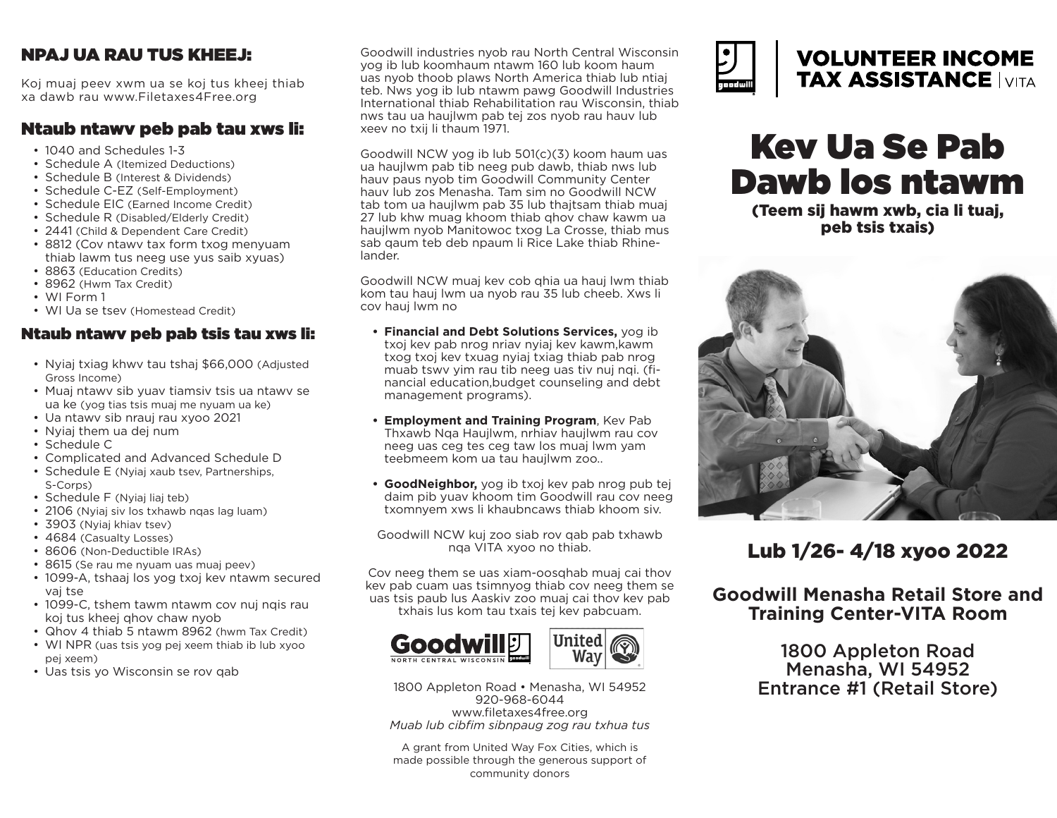## NPAJ UA RAU TUS KHEEJ:

Koj muaj peev xwm ua se koj tus kheej thiab xa dawb rau www.Filetaxes4Free.org

## Ntaub ntawv peb pab tau xws li:

- 1040 and Schedules 1-3
- Schedule A (Itemized Deductions)
- Schedule B (Interest & Dividends)
- Schedule C-EZ (Self-Employment)
- Schedule EIC (Earned Income Credit)
- Schedule R (Disabled/Elderly Credit)
- 2441 (Child & Dependent Care Credit)
- 8812 (Cov ntawv tax form txog menyuam thiab lawm tus neeg use yus saib xyuas)
- 8863 (Education Credits)
- 8962 (Hwm Tax Credit)
- WI Form 1
- WI Ua se tsev (Homestead Credit)

## Ntaub ntawv peb pab tsis tau xws li:

- Nyiaj txiag khwv tau tshaj $66,000 (Adjusted Gross Income)
- Muaj ntawv sib yuav tiamsiv tsis ua ntawv se ua ke (yog tias tsis muaj me nyuam ua ke)
- Ua ntawv sib nrauj rau xyoo 2021
- Nyiaj them ua dej num
- Schedule C
- Complicated and Advanced Schedule D
- Schedule E (Nyiaj xaub tsev, Partnerships, S-Corps)
- Schedule F (Nyiaj liaj teb)
- 2106 (Nyiaj siv los txhawb nqas lag luam)
- 3903 (Nyiaj khiav tsev)
- 4684 (Casualty Losses)
- 8606 (Non-Deductible IRAs)
- 8615 (Se rau me nyuam uas muaj peev)
- 1099-A, tshaaj los yog txoj kev ntawm secured vaj tse
- 1099-C, tshem tawm ntawm cov nuj nqis rau koj tus kheej qhov chaw nyob
- Qhov 4 thiab 5 ntawm 8962 (hwm Tax Credit)
- WI NPR (uas tsis yog pej xeem thiab ib lub xyoo pej xeem)
- Uas tsis yo Wisconsin se rov qab

Goodwill industries nyob rau North Central Wisconsin yog ib lub koomhaum ntawm 160 lub koom haum uas nyob thoob plaws North America thiab lub ntiaj teb. Nws yog ib lub ntawm pawg Goodwill Industries International thiab Rehabilitation rau Wisconsin, thiab nws tau ua haujlwm pab tej zos nyob rau hauv lub xeev no txij li thaum 1971.

Goodwill NCW yog ib lub 501(c)(3) koom haum uas ua haujlwm pab tib neeg pub dawb, thiab nws lub hauv paus nyob tim Goodwill Community Center hauv lub zos Menasha. Tam sim no Goodwill NCW tab tom ua haujlwm pab 35 lub thajtsam thiab muaj 27 lub khw muag khoom thiab qhov chaw kawm ua haujlwm nyob Manitowoc txog La Crosse, thiab mus sab qaum teb deb npaum li Rice Lake thiab Rhinelander.

Goodwill NCW muaj kev cob qhia ua hauj lwm thiab kom tau hauj lwm ua nyob rau 35 lub cheeb. Xws li cov hauj lwm no

- **Financial and Debt Solutions Services,** yog ib txoj kev pab nrog nriav nyiaj kev kawm,kawm txog txoj kev txuag nyiaj txiag thiab pab nrog muab tswv yim rau tib neeg uas tiv nuj nqi. (financial education,budget counseling and debt management programs).
- **Employment and Training Program**, Kev Pab Thxawb Nqa Haujlwm, nrhiav haujlwm rau cov neeg uas ceg tes ceg taw los muaj lwm yam teebmeem kom ua tau haujlwm zoo..
- **GoodNeighbor,** yog ib txoj kev pab nrog pub tej daim pib yuav khoom tim Goodwill rau cov neeg txomnyem xws li khaubncaws thiab khoom siv.

Goodwill NCW kuj zoo siab rov qab pab txhawb nqa VITA xyoo no thiab.

Cov neeg them se uas xiam-oosqhab muaj cai thov kev pab cuam uas tsimnyog thiab cov neeg them se uas tsis paub lus Aaskiv zoo muaj cai thov kev pab txhais lus kom tau txais tej kev pabcuam.

Goodwill NORTH CENTRAL WISCONSIN

United Way

1800 Appleton Road • Menasha, WI 54952
920-968-6044
www.filetaxes4free.org
*Muab lub cibfim sibnpaug zog rau txhua tus*

A grant from United Way Fox Cities, which is made possible through the generous support of community donors

goodwill | **VOLUNTEER INCOME TAX ASSISTANCE** | VITA

# Kev Ua Se Pab Dawb los ntawm

**(Teem sij hawm xwb, cia li tuaj, peb tsis txais)**

## Lub 1/26- 4/18 xyoo 2022

**Goodwill Menasha Retail Store and Training Center-VITA Room**

1800 Appleton Road
Menasha, WI 54952
Entrance #1 (Retail Store)